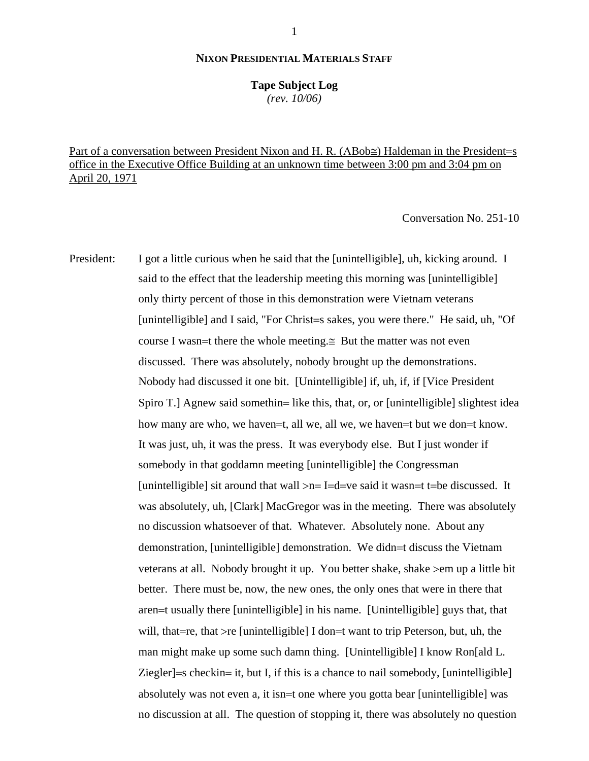**NIXON PRESIDENTIAL MATERIALS STAFF**

**Tape Subject Log**
*(rev. 10/06)*

Part of a conversation between President Nixon and H. R. (ABob≅) Haldeman in the President=s office in the Executive Office Building at an unknown time between 3:00 pm and 3:04 pm on April 20, 1971

Conversation No. 251-10

President: I got a little curious when he said that the [unintelligible], uh, kicking around. I said to the effect that the leadership meeting this morning was [unintelligible] only thirty percent of those in this demonstration were Vietnam veterans [unintelligible] and I said, "For Christ=s sakes, you were there." He said, uh, "Of course I wasn=t there the whole meeting.≅ But the matter was not even discussed. There was absolutely, nobody brought up the demonstrations. Nobody had discussed it one bit. [Unintelligible] if, uh, if, if [Vice President Spiro T.] Agnew said somethin= like this, that, or, or [unintelligible] slightest idea how many are who, we haven=t, all we, all we, we haven=t but we don=t know. It was just, uh, it was the press. It was everybody else. But I just wonder if somebody in that goddamn meeting [unintelligible] the Congressman [unintelligible] sit around that wall >n= I=d=ve said it wasn=t t=be discussed. It was absolutely, uh, [Clark] MacGregor was in the meeting. There was absolutely no discussion whatsoever of that. Whatever. Absolutely none. About any demonstration, [unintelligible] demonstration. We didn=t discuss the Vietnam veterans at all. Nobody brought it up. You better shake, shake >em up a little bit better. There must be, now, the new ones, the only ones that were in there that aren=t usually there [unintelligible] in his name. [Unintelligible] guys that, that will, that=re, that >re [unintelligible] I don=t want to trip Peterson, but, uh, the man might make up some such damn thing. [Unintelligible] I know Ron[ald L. Ziegler]=s checkin= it, but I, if this is a chance to nail somebody, [unintelligible] absolutely was not even a, it isn=t one where you gotta bear [unintelligible] was no discussion at all. The question of stopping it, there was absolutely no question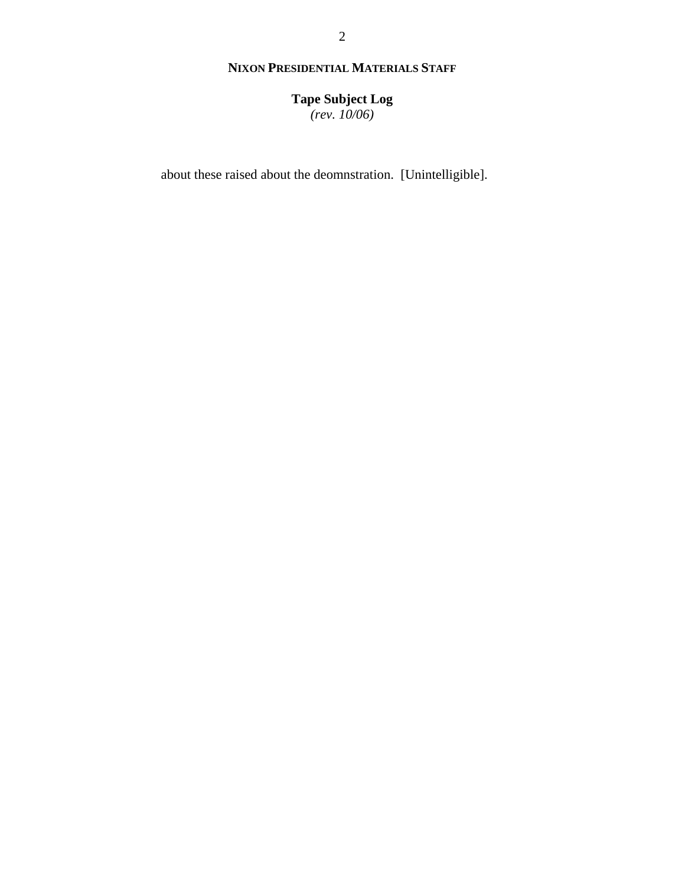about these raised about the deomnstration. [Unintelligible].